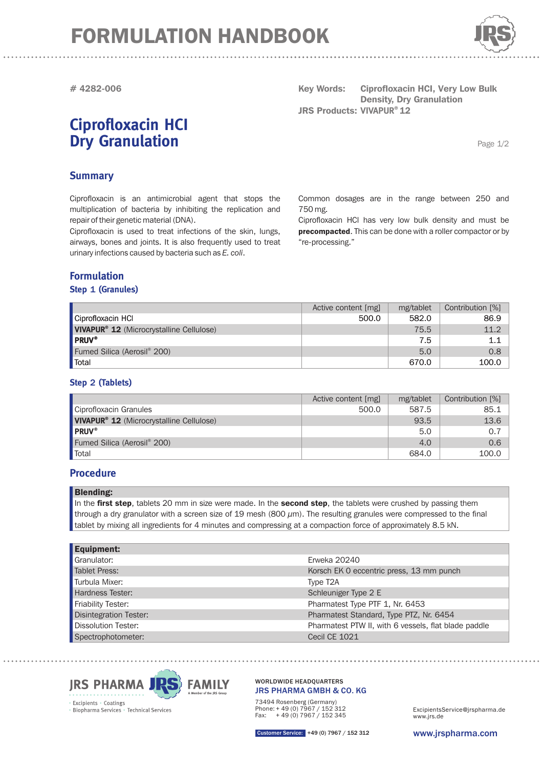# FORMULATION HANDBOOK

# 4282-006

**Key Words:** Ciprofloxacin HCl, Very Low Bulk Density, Dry Granulation

**JRS Products:** VIVAPUR® 12

# Ciprofloxacin HCl Dry Granulation

## Summary

Ciprofloxacin is an antimicrobial agent that stops the multiplication of bacteria by inhibiting the replication and repair of their genetic material (DNA).

Ciprofloxacin is used to treat infections of the skin, lungs, airways, bones and joints. It is also frequently used to treat urinary infections caused by bacteria such as *E. coli*.

Common dosages are in the range between 250 and 750 mg.

Ciprofloxacin HCl has very low bulk density and must be **precompacted**. This can be done with a roller compactor or by "re-processing."

## Formulation

### Step 1 (Granules)

| | Active content [mg] | mg/tablet | Contribution [%] |
|---|---|---|---|
| Ciprofloxacin HCl | 500.0 | 582.0 | 86.9 |
| **VIVAPUR® 12** (Microcrystalline Cellulose) | | 75.5 | 11.2 |
| **PRUV®** | | 7.5 | 1.1 |
| Fumed Silica (Aerosil® 200) | | 5.0 | 0.8 |
| Total | | 670.0 | 100.0 |

### Step 2 (Tablets)

| | Active content [mg] | mg/tablet | Contribution [%] |
|---|---|---|---|
| Ciprofloxacin Granules | 500.0 | 587.5 | 85.1 |
| **VIVAPUR® 12** (Microcrystalline Cellulose) | | 93.5 | 13.6 |
| **PRUV®** | | 5.0 | 0.7 |
| Fumed Silica (Aerosil® 200) | | 4.0 | 0.6 |
| Total | | 684.0 | 100.0 |

## Procedure

**Blending:**

In the **first step**, tablets 20 mm in size were made. In the **second step**, the tablets were crushed by passing them through a dry granulator with a screen size of 19 mesh (800 $\mu$m). The resulting granules were compressed to the final tablet by mixing all ingredients for 4 minutes and compressing at a compaction force of approximately 8.5 kN.

| **Equipment:** | |
|---|---|
| Granulator: | Erweka 20240 |
| Tablet Press: | Korsch EK 0 eccentric press, 13 mm punch |
| Turbula Mixer: | Type T2A |
| Hardness Tester: | Schleuniger Type 2 E |
| Friability Tester: | Pharmatest Type PTF 1, Nr. 6453 |
| Disintegration Tester: | Pharmatest Standard, Type PTZ, Nr. 6454 |
| Dissolution Tester: | Pharmatest PTW II, with 6 vessels, flat blade paddle |
| Spectrophotometer: | Cecil CE 1021 |

JRS PHARMA FAMILY – A Member of the JRS Group

Excipients · Coatings · Biopharma Services · Technical Services

WORLDWIDE HEADQUARTERS
JRS PHARMA GMBH & CO. KG
73494 Rosenberg (Germany)
Phone: + 49 (0) 7967 / 152 312
Fax: + 49 (0) 7967 / 152 345

ExcipientsService@jrspharma.de
www.jrs.de

Customer Service: +49 (0) 7967 / 152 312

www.jrspharma.com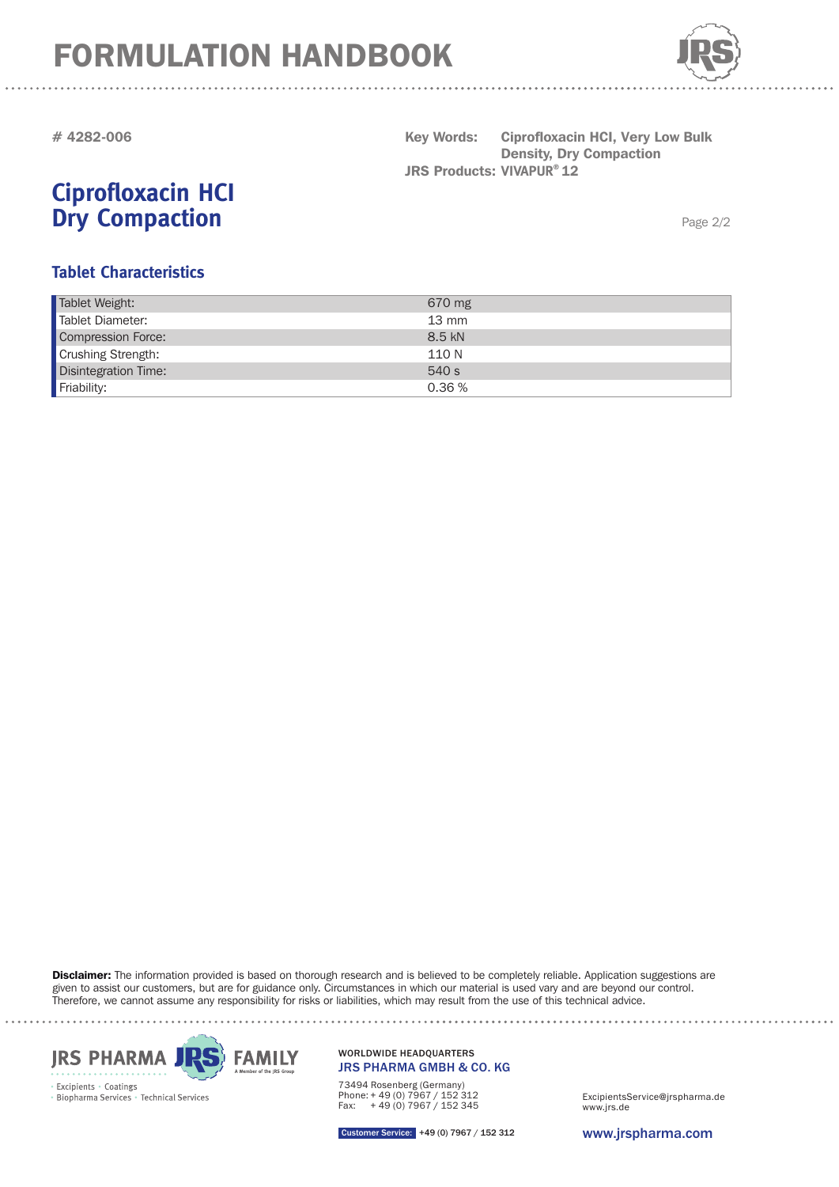# 4282-006

**Key Words:** Ciprofloxacin HCl, Very Low Bulk Density, Dry Compaction
**JRS Products:** VIVAPUR® 12

## Ciprofloxacin HCl Dry Compaction

### Tablet Characteristics

| | |
|---|---|
| Tablet Weight: | 670 mg |
| Tablet Diameter: | 13 mm |
| Compression Force: | 8.5 kN |
| Crushing Strength: | 110 N |
| Disintegration Time: | 540 s |
| Friability: | 0.36 % |

**Disclaimer:** The information provided is based on thorough research and is believed to be completely reliable. Application suggestions are given to assist our customers, but are for guidance only. Circumstances in which our material is used vary and are beyond our control. Therefore, we cannot assume any responsibility for risks or liabilities, which may result from the use of this technical advice.

JRS PHARMA FAMILY – A Member of the JRS Group
Excipients • Coatings • Biopharma Services • Technical Services

WORLDWIDE HEADQUARTERS
JRS PHARMA GMBH & CO. KG
73494 Rosenberg (Germany)
Phone: + 49 (0) 7967 / 152 312
Fax: + 49 (0) 7967 / 152 345

ExcipientsService@jrspharma.de
www.jrs.de

Customer Service: +49 (0) 7967 / 152 312

www.jrspharma.com